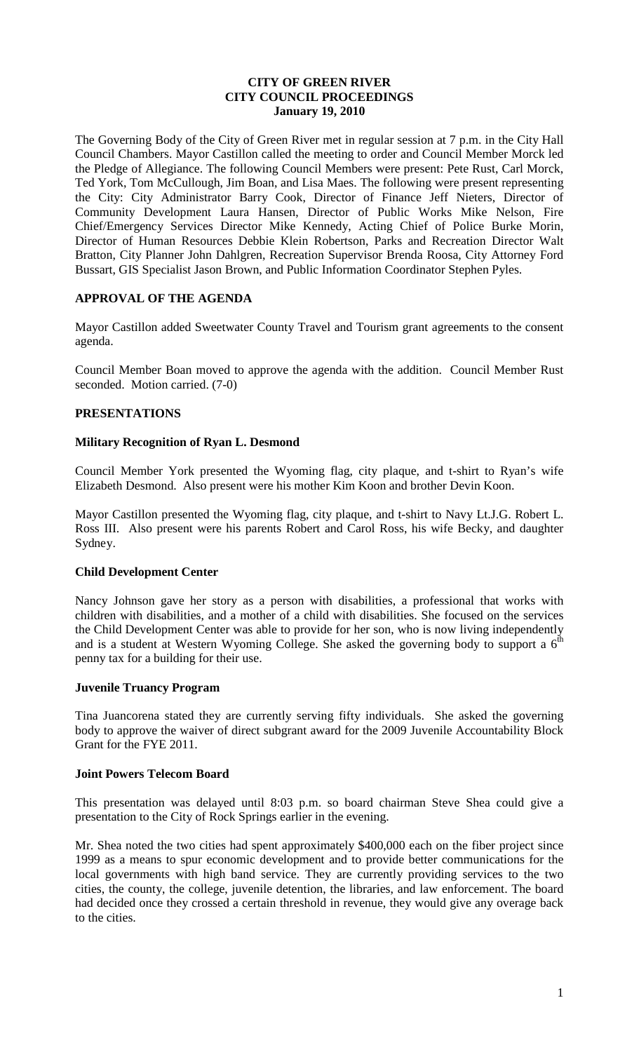# CITY OF GREEN RIVER
# CITY COUNCIL PROCEEDINGS
# January 19, 2010

The Governing Body of the City of Green River met in regular session at 7 p.m. in the City Hall Council Chambers. Mayor Castillon called the meeting to order and Council Member Morck led the Pledge of Allegiance. The following Council Members were present: Pete Rust, Carl Morck, Ted York, Tom McCullough, Jim Boan, and Lisa Maes. The following were present representing the City: City Administrator Barry Cook, Director of Finance Jeff Nieters, Director of Community Development Laura Hansen, Director of Public Works Mike Nelson, Fire Chief/Emergency Services Director Mike Kennedy, Acting Chief of Police Burke Morin, Director of Human Resources Debbie Klein Robertson, Parks and Recreation Director Walt Bratton, City Planner John Dahlgren, Recreation Supervisor Brenda Roosa, City Attorney Ford Bussart, GIS Specialist Jason Brown, and Public Information Coordinator Stephen Pyles.

## APPROVAL OF THE AGENDA

Mayor Castillon added Sweetwater County Travel and Tourism grant agreements to the consent agenda.

Council Member Boan moved to approve the agenda with the addition. Council Member Rust seconded. Motion carried. (7-0)

## PRESENTATIONS

### Military Recognition of Ryan L. Desmond

Council Member York presented the Wyoming flag, city plaque, and t-shirt to Ryan's wife Elizabeth Desmond. Also present were his mother Kim Koon and brother Devin Koon.

Mayor Castillon presented the Wyoming flag, city plaque, and t-shirt to Navy Lt.J.G. Robert L. Ross III. Also present were his parents Robert and Carol Ross, his wife Becky, and daughter Sydney.

### Child Development Center

Nancy Johnson gave her story as a person with disabilities, a professional that works with children with disabilities, and a mother of a child with disabilities. She focused on the services the Child Development Center was able to provide for her son, who is now living independently and is a student at Western Wyoming College. She asked the governing body to support a 6th penny tax for a building for their use.

### Juvenile Truancy Program

Tina Juancorena stated they are currently serving fifty individuals. She asked the governing body to approve the waiver of direct subgrant award for the 2009 Juvenile Accountability Block Grant for the FYE 2011.

### Joint Powers Telecom Board

This presentation was delayed until 8:03 p.m. so board chairman Steve Shea could give a presentation to the City of Rock Springs earlier in the evening.

Mr. Shea noted the two cities had spent approximately $400,000 each on the fiber project since 1999 as a means to spur economic development and to provide better communications for the local governments with high band service. They are currently providing services to the two cities, the county, the college, juvenile detention, the libraries, and law enforcement. The board had decided once they crossed a certain threshold in revenue, they would give any overage back to the cities.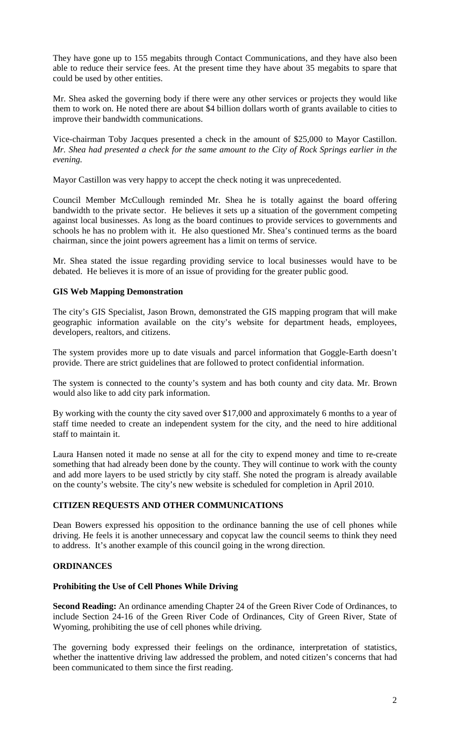They have gone up to 155 megabits through Contact Communications, and they have also been able to reduce their service fees. At the present time they have about 35 megabits to spare that could be used by other entities.

Mr. Shea asked the governing body if there were any other services or projects they would like them to work on. He noted there are about $4 billion dollars worth of grants available to cities to improve their bandwidth communications.

Vice-chairman Toby Jacques presented a check in the amount of $25,000 to Mayor Castillon. *Mr. Shea had presented a check for the same amount to the City of Rock Springs earlier in the evening.*

Mayor Castillon was very happy to accept the check noting it was unprecedented.

Council Member McCullough reminded Mr. Shea he is totally against the board offering bandwidth to the private sector. He believes it sets up a situation of the government competing against local businesses. As long as the board continues to provide services to governments and schools he has no problem with it. He also questioned Mr. Shea's continued terms as the board chairman, since the joint powers agreement has a limit on terms of service.

Mr. Shea stated the issue regarding providing service to local businesses would have to be debated. He believes it is more of an issue of providing for the greater public good.

**GIS Web Mapping Demonstration**

The city's GIS Specialist, Jason Brown, demonstrated the GIS mapping program that will make geographic information available on the city's website for department heads, employees, developers, realtors, and citizens.

The system provides more up to date visuals and parcel information that Goggle-Earth doesn't provide. There are strict guidelines that are followed to protect confidential information.

The system is connected to the county's system and has both county and city data. Mr. Brown would also like to add city park information.

By working with the county the city saved over $17,000 and approximately 6 months to a year of staff time needed to create an independent system for the city, and the need to hire additional staff to maintain it.

Laura Hansen noted it made no sense at all for the city to expend money and time to re-create something that had already been done by the county. They will continue to work with the county and add more layers to be used strictly by city staff. She noted the program is already available on the county's website. The city's new website is scheduled for completion in April 2010.

**CITIZEN REQUESTS AND OTHER COMMUNICATIONS**

Dean Bowers expressed his opposition to the ordinance banning the use of cell phones while driving. He feels it is another unnecessary and copycat law the council seems to think they need to address. It's another example of this council going in the wrong direction.

**ORDINANCES**

**Prohibiting the Use of Cell Phones While Driving**

**Second Reading:** An ordinance amending Chapter 24 of the Green River Code of Ordinances, to include Section 24-16 of the Green River Code of Ordinances, City of Green River, State of Wyoming, prohibiting the use of cell phones while driving.

The governing body expressed their feelings on the ordinance, interpretation of statistics, whether the inattentive driving law addressed the problem, and noted citizen's concerns that had been communicated to them since the first reading.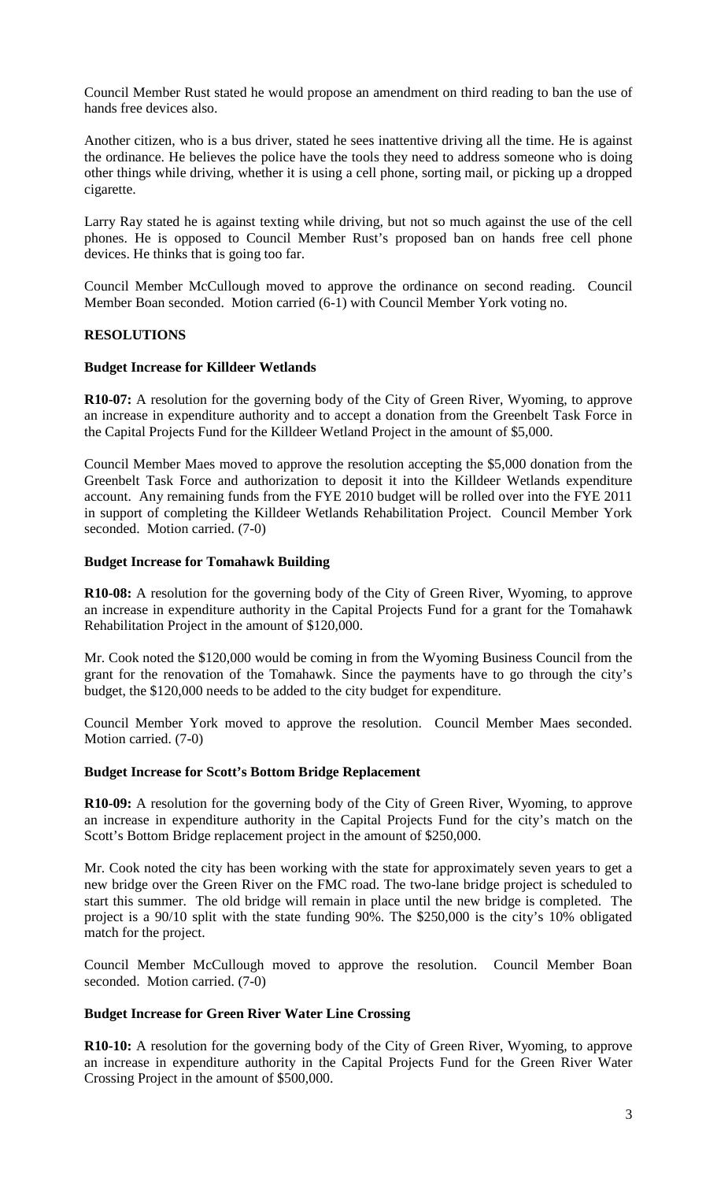Council Member Rust stated he would propose an amendment on third reading to ban the use of hands free devices also.

Another citizen, who is a bus driver, stated he sees inattentive driving all the time. He is against the ordinance. He believes the police have the tools they need to address someone who is doing other things while driving, whether it is using a cell phone, sorting mail, or picking up a dropped cigarette.

Larry Ray stated he is against texting while driving, but not so much against the use of the cell phones. He is opposed to Council Member Rust's proposed ban on hands free cell phone devices. He thinks that is going too far.

Council Member McCullough moved to approve the ordinance on second reading. Council Member Boan seconded. Motion carried (6-1) with Council Member York voting no.

**RESOLUTIONS**

**Budget Increase for Killdeer Wetlands**

**R10-07:** A resolution for the governing body of the City of Green River, Wyoming, to approve an increase in expenditure authority and to accept a donation from the Greenbelt Task Force in the Capital Projects Fund for the Killdeer Wetland Project in the amount of $5,000.

Council Member Maes moved to approve the resolution accepting the $5,000 donation from the Greenbelt Task Force and authorization to deposit it into the Killdeer Wetlands expenditure account. Any remaining funds from the FYE 2010 budget will be rolled over into the FYE 2011 in support of completing the Killdeer Wetlands Rehabilitation Project. Council Member York seconded. Motion carried. (7-0)

**Budget Increase for Tomahawk Building**

**R10-08:** A resolution for the governing body of the City of Green River, Wyoming, to approve an increase in expenditure authority in the Capital Projects Fund for a grant for the Tomahawk Rehabilitation Project in the amount of $120,000.

Mr. Cook noted the $120,000 would be coming in from the Wyoming Business Council from the grant for the renovation of the Tomahawk. Since the payments have to go through the city's budget, the $120,000 needs to be added to the city budget for expenditure.

Council Member York moved to approve the resolution. Council Member Maes seconded. Motion carried. (7-0)

**Budget Increase for Scott's Bottom Bridge Replacement**

**R10-09:** A resolution for the governing body of the City of Green River, Wyoming, to approve an increase in expenditure authority in the Capital Projects Fund for the city's match on the Scott's Bottom Bridge replacement project in the amount of $250,000.

Mr. Cook noted the city has been working with the state for approximately seven years to get a new bridge over the Green River on the FMC road. The two-lane bridge project is scheduled to start this summer. The old bridge will remain in place until the new bridge is completed. The project is a 90/10 split with the state funding 90%. The $250,000 is the city's 10% obligated match for the project.

Council Member McCullough moved to approve the resolution. Council Member Boan seconded. Motion carried. (7-0)

**Budget Increase for Green River Water Line Crossing**

**R10-10:** A resolution for the governing body of the City of Green River, Wyoming, to approve an increase in expenditure authority in the Capital Projects Fund for the Green River Water Crossing Project in the amount of $500,000.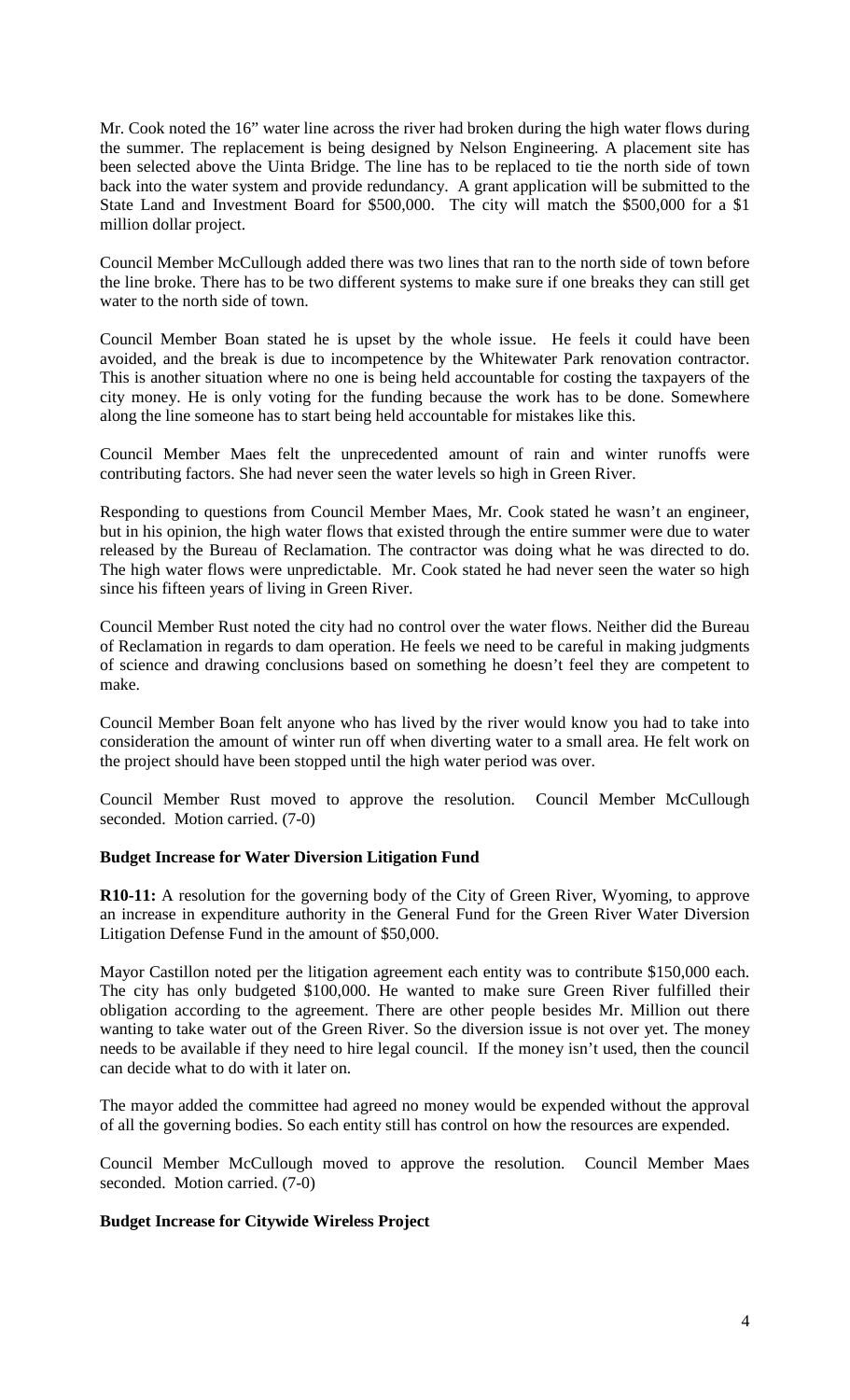Mr. Cook noted the 16" water line across the river had broken during the high water flows during the summer. The replacement is being designed by Nelson Engineering. A placement site has been selected above the Uinta Bridge. The line has to be replaced to tie the north side of town back into the water system and provide redundancy. A grant application will be submitted to the State Land and Investment Board for $500,000. The city will match the $500,000 for a $1 million dollar project.

Council Member McCullough added there was two lines that ran to the north side of town before the line broke. There has to be two different systems to make sure if one breaks they can still get water to the north side of town.

Council Member Boan stated he is upset by the whole issue. He feels it could have been avoided, and the break is due to incompetence by the Whitewater Park renovation contractor. This is another situation where no one is being held accountable for costing the taxpayers of the city money. He is only voting for the funding because the work has to be done. Somewhere along the line someone has to start being held accountable for mistakes like this.

Council Member Maes felt the unprecedented amount of rain and winter runoffs were contributing factors. She had never seen the water levels so high in Green River.

Responding to questions from Council Member Maes, Mr. Cook stated he wasn't an engineer, but in his opinion, the high water flows that existed through the entire summer were due to water released by the Bureau of Reclamation. The contractor was doing what he was directed to do. The high water flows were unpredictable. Mr. Cook stated he had never seen the water so high since his fifteen years of living in Green River.

Council Member Rust noted the city had no control over the water flows. Neither did the Bureau of Reclamation in regards to dam operation. He feels we need to be careful in making judgments of science and drawing conclusions based on something he doesn't feel they are competent to make.

Council Member Boan felt anyone who has lived by the river would know you had to take into consideration the amount of winter run off when diverting water to a small area. He felt work on the project should have been stopped until the high water period was over.

Council Member Rust moved to approve the resolution. Council Member McCullough seconded. Motion carried. (7-0)

**Budget Increase for Water Diversion Litigation Fund**

**R10-11:** A resolution for the governing body of the City of Green River, Wyoming, to approve an increase in expenditure authority in the General Fund for the Green River Water Diversion Litigation Defense Fund in the amount of $50,000.

Mayor Castillon noted per the litigation agreement each entity was to contribute $150,000 each. The city has only budgeted $100,000. He wanted to make sure Green River fulfilled their obligation according to the agreement. There are other people besides Mr. Million out there wanting to take water out of the Green River. So the diversion issue is not over yet. The money needs to be available if they need to hire legal council. If the money isn't used, then the council can decide what to do with it later on.

The mayor added the committee had agreed no money would be expended without the approval of all the governing bodies. So each entity still has control on how the resources are expended.

Council Member McCullough moved to approve the resolution. Council Member Maes seconded. Motion carried. (7-0)

**Budget Increase for Citywide Wireless Project**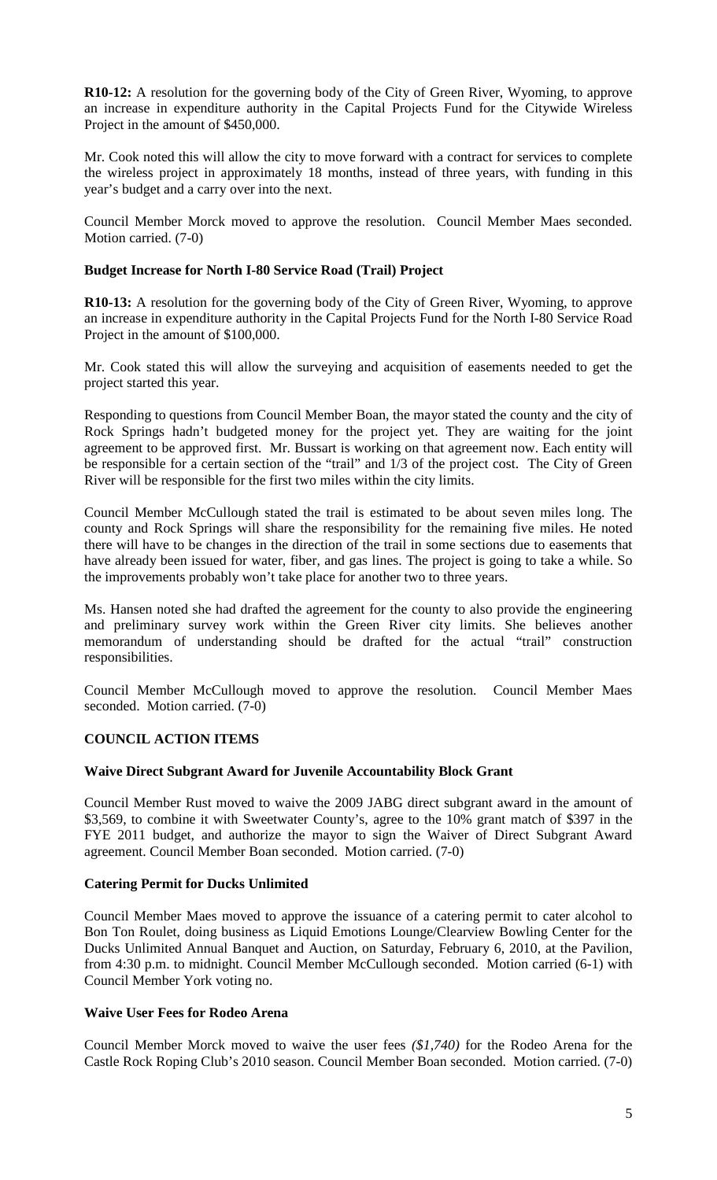**R10-12:** A resolution for the governing body of the City of Green River, Wyoming, to approve an increase in expenditure authority in the Capital Projects Fund for the Citywide Wireless Project in the amount of $450,000.

Mr. Cook noted this will allow the city to move forward with a contract for services to complete the wireless project in approximately 18 months, instead of three years, with funding in this year's budget and a carry over into the next.

Council Member Morck moved to approve the resolution. Council Member Maes seconded. Motion carried. (7-0)

**Budget Increase for North I-80 Service Road (Trail) Project**

**R10-13:** A resolution for the governing body of the City of Green River, Wyoming, to approve an increase in expenditure authority in the Capital Projects Fund for the North I-80 Service Road Project in the amount of $100,000.

Mr. Cook stated this will allow the surveying and acquisition of easements needed to get the project started this year.

Responding to questions from Council Member Boan, the mayor stated the county and the city of Rock Springs hadn't budgeted money for the project yet. They are waiting for the joint agreement to be approved first. Mr. Bussart is working on that agreement now. Each entity will be responsible for a certain section of the "trail" and 1/3 of the project cost. The City of Green River will be responsible for the first two miles within the city limits.

Council Member McCullough stated the trail is estimated to be about seven miles long. The county and Rock Springs will share the responsibility for the remaining five miles. He noted there will have to be changes in the direction of the trail in some sections due to easements that have already been issued for water, fiber, and gas lines. The project is going to take a while. So the improvements probably won't take place for another two to three years.

Ms. Hansen noted she had drafted the agreement for the county to also provide the engineering and preliminary survey work within the Green River city limits. She believes another memorandum of understanding should be drafted for the actual "trail" construction responsibilities.

Council Member McCullough moved to approve the resolution. Council Member Maes seconded. Motion carried. (7-0)

## COUNCIL ACTION ITEMS

**Waive Direct Subgrant Award for Juvenile Accountability Block Grant**

Council Member Rust moved to waive the 2009 JABG direct subgrant award in the amount of $3,569, to combine it with Sweetwater County's, agree to the 10% grant match of $397 in the FYE 2011 budget, and authorize the mayor to sign the Waiver of Direct Subgrant Award agreement. Council Member Boan seconded. Motion carried. (7-0)

**Catering Permit for Ducks Unlimited**

Council Member Maes moved to approve the issuance of a catering permit to cater alcohol to Bon Ton Roulet, doing business as Liquid Emotions Lounge/Clearview Bowling Center for the Ducks Unlimited Annual Banquet and Auction, on Saturday, February 6, 2010, at the Pavilion, from 4:30 p.m. to midnight. Council Member McCullough seconded. Motion carried (6-1) with Council Member York voting no.

**Waive User Fees for Rodeo Arena**

Council Member Morck moved to waive the user fees *($1,740)* for the Rodeo Arena for the Castle Rock Roping Club's 2010 season. Council Member Boan seconded. Motion carried. (7-0)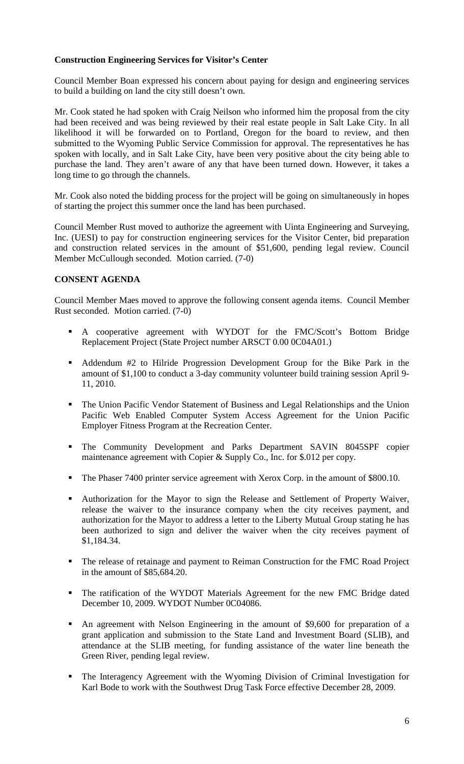**Construction Engineering Services for Visitor's Center**

Council Member Boan expressed his concern about paying for design and engineering services to build a building on land the city still doesn't own.

Mr. Cook stated he had spoken with Craig Neilson who informed him the proposal from the city had been received and was being reviewed by their real estate people in Salt Lake City. In all likelihood it will be forwarded on to Portland, Oregon for the board to review, and then submitted to the Wyoming Public Service Commission for approval. The representatives he has spoken with locally, and in Salt Lake City, have been very positive about the city being able to purchase the land. They aren't aware of any that have been turned down. However, it takes a long time to go through the channels.

Mr. Cook also noted the bidding process for the project will be going on simultaneously in hopes of starting the project this summer once the land has been purchased.

Council Member Rust moved to authorize the agreement with Uinta Engineering and Surveying, Inc. (UESI) to pay for construction engineering services for the Visitor Center, bid preparation and construction related services in the amount of $51,600, pending legal review. Council Member McCullough seconded. Motion carried. (7-0)

**CONSENT AGENDA**

Council Member Maes moved to approve the following consent agenda items. Council Member Rust seconded. Motion carried. (7-0)

- A cooperative agreement with WYDOT for the FMC/Scott's Bottom Bridge Replacement Project (State Project number ARSCT 0.00 0C04A01.)
- Addendum #2 to Hilride Progression Development Group for the Bike Park in the amount of $1,100 to conduct a 3-day community volunteer build training session April 9-11, 2010.
- The Union Pacific Vendor Statement of Business and Legal Relationships and the Union Pacific Web Enabled Computer System Access Agreement for the Union Pacific Employer Fitness Program at the Recreation Center.
- The Community Development and Parks Department SAVIN 8045SPF copier maintenance agreement with Copier & Supply Co., Inc. for $.012 per copy.
- The Phaser 7400 printer service agreement with Xerox Corp. in the amount of $800.10.
- Authorization for the Mayor to sign the Release and Settlement of Property Waiver, release the waiver to the insurance company when the city receives payment, and authorization for the Mayor to address a letter to the Liberty Mutual Group stating he has been authorized to sign and deliver the waiver when the city receives payment of $1,184.34.
- The release of retainage and payment to Reiman Construction for the FMC Road Project in the amount of $85,684.20.
- The ratification of the WYDOT Materials Agreement for the new FMC Bridge dated December 10, 2009. WYDOT Number 0C04086.
- An agreement with Nelson Engineering in the amount of $9,600 for preparation of a grant application and submission to the State Land and Investment Board (SLIB), and attendance at the SLIB meeting, for funding assistance of the water line beneath the Green River, pending legal review.
- The Interagency Agreement with the Wyoming Division of Criminal Investigation for Karl Bode to work with the Southwest Drug Task Force effective December 28, 2009.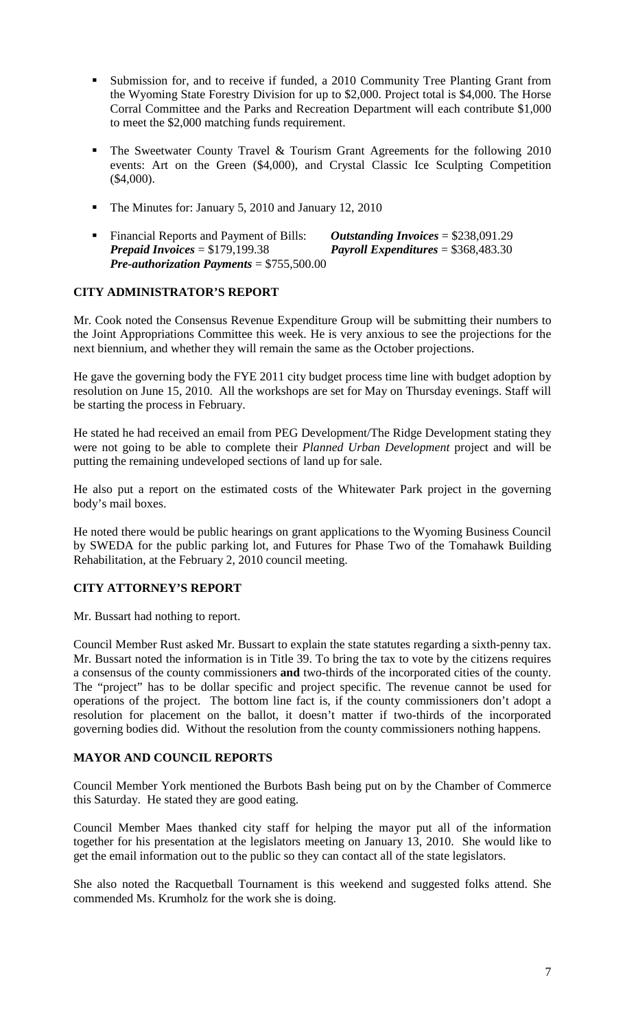- Submission for, and to receive if funded, a 2010 Community Tree Planting Grant from the Wyoming State Forestry Division for up to $2,000. Project total is $4,000. The Horse Corral Committee and the Parks and Recreation Department will each contribute $1,000 to meet the $2,000 matching funds requirement.

- The Sweetwater County Travel & Tourism Grant Agreements for the following 2010 events: Art on the Green ($4,000), and Crystal Classic Ice Sculpting Competition ($4,000).

- The Minutes for: January 5, 2010 and January 12, 2010

- Financial Reports and Payment of Bills: ***Outstanding Invoices*** = $238,091.29 ***Prepaid Invoices*** = $179,199.38 ***Payroll Expenditures*** = $368,483.30 ***Pre-authorization Payments*** = $755,500.00

## CITY ADMINISTRATOR'S REPORT

Mr. Cook noted the Consensus Revenue Expenditure Group will be submitting their numbers to the Joint Appropriations Committee this week. He is very anxious to see the projections for the next biennium, and whether they will remain the same as the October projections.

He gave the governing body the FYE 2011 city budget process time line with budget adoption by resolution on June 15, 2010. All the workshops are set for May on Thursday evenings. Staff will be starting the process in February.

He stated he had received an email from PEG Development/The Ridge Development stating they were not going to be able to complete their *Planned Urban Development* project and will be putting the remaining undeveloped sections of land up for sale.

He also put a report on the estimated costs of the Whitewater Park project in the governing body's mail boxes.

He noted there would be public hearings on grant applications to the Wyoming Business Council by SWEDA for the public parking lot, and Futures for Phase Two of the Tomahawk Building Rehabilitation, at the February 2, 2010 council meeting.

## CITY ATTORNEY'S REPORT

Mr. Bussart had nothing to report.

Council Member Rust asked Mr. Bussart to explain the state statutes regarding a sixth-penny tax. Mr. Bussart noted the information is in Title 39. To bring the tax to vote by the citizens requires a consensus of the county commissioners **and** two-thirds of the incorporated cities of the county. The "project" has to be dollar specific and project specific. The revenue cannot be used for operations of the project. The bottom line fact is, if the county commissioners don't adopt a resolution for placement on the ballot, it doesn't matter if two-thirds of the incorporated governing bodies did. Without the resolution from the county commissioners nothing happens.

## MAYOR AND COUNCIL REPORTS

Council Member York mentioned the Burbots Bash being put on by the Chamber of Commerce this Saturday. He stated they are good eating.

Council Member Maes thanked city staff for helping the mayor put all of the information together for his presentation at the legislators meeting on January 13, 2010. She would like to get the email information out to the public so they can contact all of the state legislators.

She also noted the Racquetball Tournament is this weekend and suggested folks attend. She commended Ms. Krumholz for the work she is doing.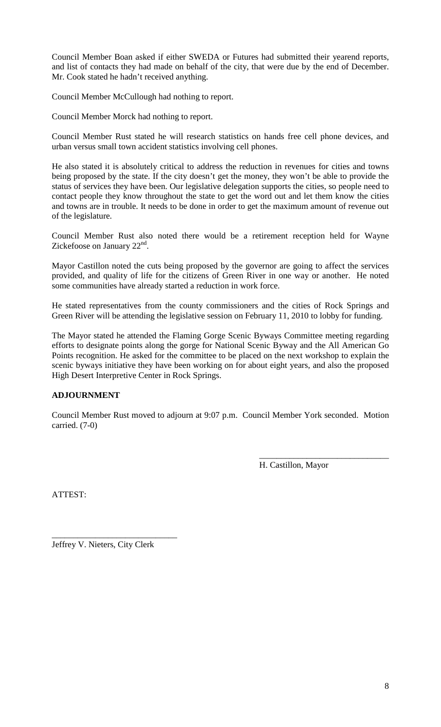Council Member Boan asked if either SWEDA or Futures had submitted their yearend reports, and list of contacts they had made on behalf of the city, that were due by the end of December. Mr. Cook stated he hadn't received anything.

Council Member McCullough had nothing to report.

Council Member Morck had nothing to report.

Council Member Rust stated he will research statistics on hands free cell phone devices, and urban versus small town accident statistics involving cell phones.

He also stated it is absolutely critical to address the reduction in revenues for cities and towns being proposed by the state. If the city doesn't get the money, they won't be able to provide the status of services they have been. Our legislative delegation supports the cities, so people need to contact people they know throughout the state to get the word out and let them know the cities and towns are in trouble. It needs to be done in order to get the maximum amount of revenue out of the legislature.

Council Member Rust also noted there would be a retirement reception held for Wayne Zickefoose on January 22nd.

Mayor Castillon noted the cuts being proposed by the governor are going to affect the services provided, and quality of life for the citizens of Green River in one way or another. He noted some communities have already started a reduction in work force.

He stated representatives from the county commissioners and the cities of Rock Springs and Green River will be attending the legislative session on February 11, 2010 to lobby for funding.

The Mayor stated he attended the Flaming Gorge Scenic Byways Committee meeting regarding efforts to designate points along the gorge for National Scenic Byway and the All American Go Points recognition. He asked for the committee to be placed on the next workshop to explain the scenic byways initiative they have been working on for about eight years, and also the proposed High Desert Interpretive Center in Rock Springs.

**ADJOURNMENT**

Council Member Rust moved to adjourn at 9:07 p.m. Council Member York seconded. Motion carried. (7-0)

\_\_\_\_\_\_\_\_\_\_\_\_\_\_\_\_\_\_\_\_\_\_\_\_\_\_\_\_\_\_

H. Castillon, Mayor

ATTEST:

\_\_\_\_\_\_\_\_\_\_\_\_\_\_\_\_\_\_\_\_\_\_\_\_\_\_\_\_\_\_

Jeffrey V. Nieters, City Clerk